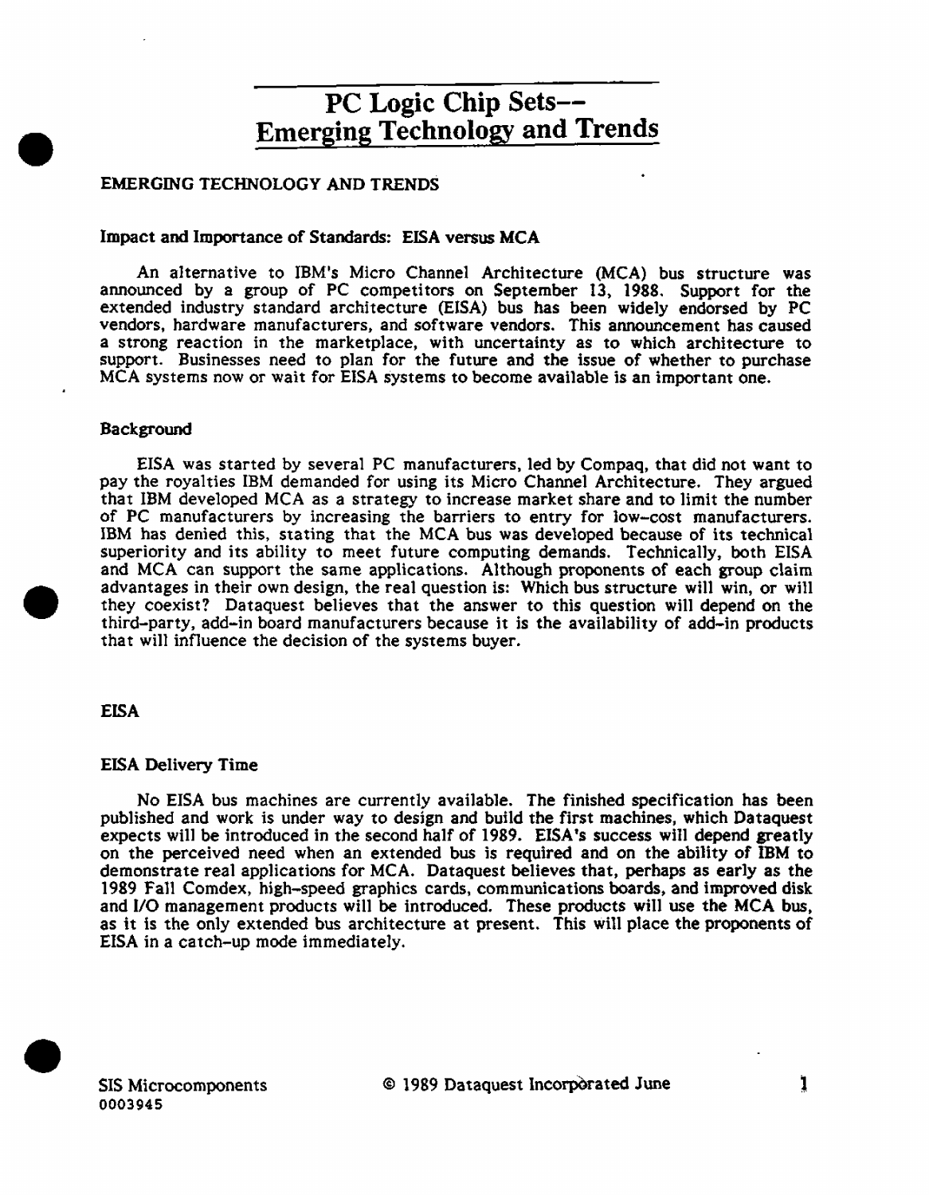# PC Logic Chip Sets— Emerging Technology and Trends

## EMERGING TECHNOLOGY AND TRENDS

### Impact and Importance of Standards: EISA versus MCA

An alternative to IBM's Micro Channel Architecture (MCA) bus structure was announced by a group of PC competitors on September 13, 1988. Support for the extended industry standard architecture (EISA) bus has been widely endorsed by PC vendors, hardware manufacturers, and software vendors. This announcement has caused a strong reaction in the marketplace, with uncertainty as to which architecture to support. Businesses need to plan for the future and the issue of whether to purchase MCA systems now or wait for EISA systems to become available is an important one.

### Background

EISA was started by several PC manufacturers, led by Compaq, that did not want to pay the royalties IBM demanded for using its Micro Channel Architecture. They argued that IBM developed MCA as a strategy to increase market share and to limit the number of PC manufacturers by increasing the barriers to entry for low-cost manufacturers. IBM has denied this, stating that the MCA bus was developed because of its technical superiority and its ability to meet future computing demands. Technically, both EISA and MCA can support the same applications. Although proponents of each group claim advantages in their own design, the real question is: Which bus structure will win, or will they coexist? Dataquest believes that the answer to this question will depend on the third-party, add-in board manufacturers because it is the availability of add-in products that will influence the decision of the systems buyer.

## EISA

### EISA Delivery Time

No EISA bus machines are currently available. The finished specification has been published and work is under way to design and build the first machines, which Dataquest expects will be introduced in the second half of 1989. EISA's success will depend greatly on the perceived need when an extended bus is required and on the ability of IBM to demonstrate real applications for MCA. Dataquest believes that, perhaps as early as the 1989 Fall Comdex, high-speed graphics cards, communications boards, and improved disk and I/O management products will be introduced. These products will use the MCA bus, as it is the only extended bus architecture at present. This will place the proponents of EISA in a catch-up mode immediately.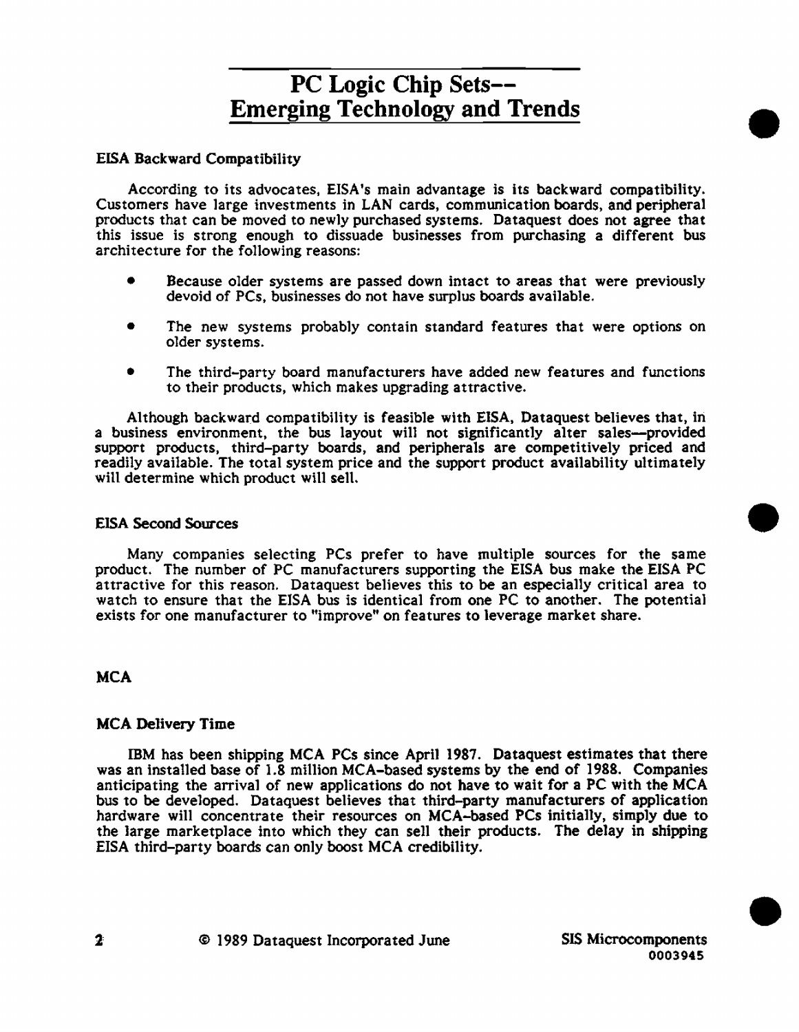# PC Logic Chip Sets--Emerging Technology and Trends

### EISA Backward Compatibility

According to its advocates, EISA's main advantage is its backward compatibility. Customers have large investments in LAN cards, communication boards, and peripheral products that can be moved to newly purchased systems. Dataquest does not agree that this issue is strong enough to dissuade businesses from purchasing a different bus architecture for the following reasons:

- Because older systems are passed down intact to areas that were previously devoid of PCs, businesses do not have surplus boards available.
- The new systems probably contain standard features that were options on older systems.
- The third-party board manufacturers have added new features and functions to their products, which makes upgrading attractive.

Although backward compatibility is feasible with EISA, Dataquest believes that, in a business environment, the bus layout will not significantly alter sales—provided support products, third-party boards, and peripherals are competitively priced and readily available. The total system price and the support product availability ultimately will determine which product will sell.

### EISA Second Sources

Many companies selecting PCs prefer to have multiple sources for the same product. The number of PC manufacturers supporting the EISA bus make the EISA PC attractive for this reason. Dataquest believes this to be an especially critical area to watch to ensure that the EISA bus is identical from one PC to another. The potential exists for one manufacturer to "improve" on features to leverage market share.

## MCA

### MCA Delivery Time

IBM has been shipping MCA PCs since April 1987. Dataquest estimates that there was an installed base of 1.8 million MCA-based systems by the end of 1988. Companies anticipating the arrival of new applications do not have to wait for a PC with the MCA bus to be developed. Dataquest believes that third-party manufacturers of application hardware will concentrate their resources on MCA-based PCs initially, simply due to the large marketplace into which they can sell their products. The delay in shipping EISA third-party boards can only boost MCA credibility.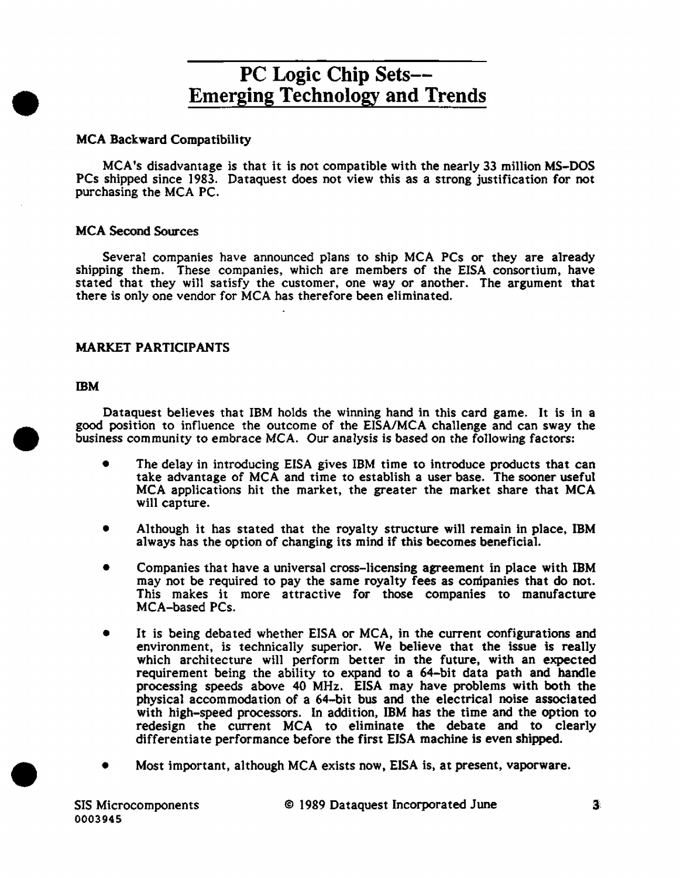# PC Logic Chip Sets--Emerging Technology and Trends

### MCA Backward Compatibility

MCA's disadvantage is that it is not compatible with the nearly 33 million MS-DOS PCs shipped since 1983. Dataquest does not view this as a strong justification for not purchasing the MCA PC.

### MCA Second Sources

Several companies have announced plans to ship MCA PCs or they are already shipping them. These companies, which are members of the EISA consortium, have stated that they will satisfy the customer, one way or another. The argument that there is only one vendor for MCA has therefore been eliminated.

## MARKET PARTICIPANTS

### IBM

Dataquest believes that IBM holds the winning hand in this card game. It is in a good position to influence the outcome of the EISA/MCA challenge and can sway the business community to embrace MCA. Our analysis is based on the following factors:

- The delay in introducing EISA gives IBM time to introduce products that can take advantage of MCA and time to establish a user base. The sooner useful MCA applications hit the market, the greater the market share that MCA will capture.
- Although it has stated that the royalty structure will remain in place, IBM always has the option of changing its mind if this becomes beneficial.
- Companies that have a universal cross-licensing agreement in place with IBM may not be required to pay the same royalty fees as companies that do not. This makes it more attractive for those companies to manufacture MCA-based PCs.
- It is being debated whether EISA or MCA, in the current configurations and environment, is technically superior. We believe that the issue is really which architecture will perform better in the future, with an expected requirement being the ability to expand to a 64-bit data path and handle processing speeds above 40 MHz. EISA may have problems with both the physical accommodation of a 64-bit bus and the electrical noise associated with high-speed processors. In addition, IBM has the time and the option to redesign the current MCA to eliminate the debate and to clearly differentiate performance before the first EISA machine is even shipped.
- Most important, although MCA exists now, EISA is, at present, vaporware.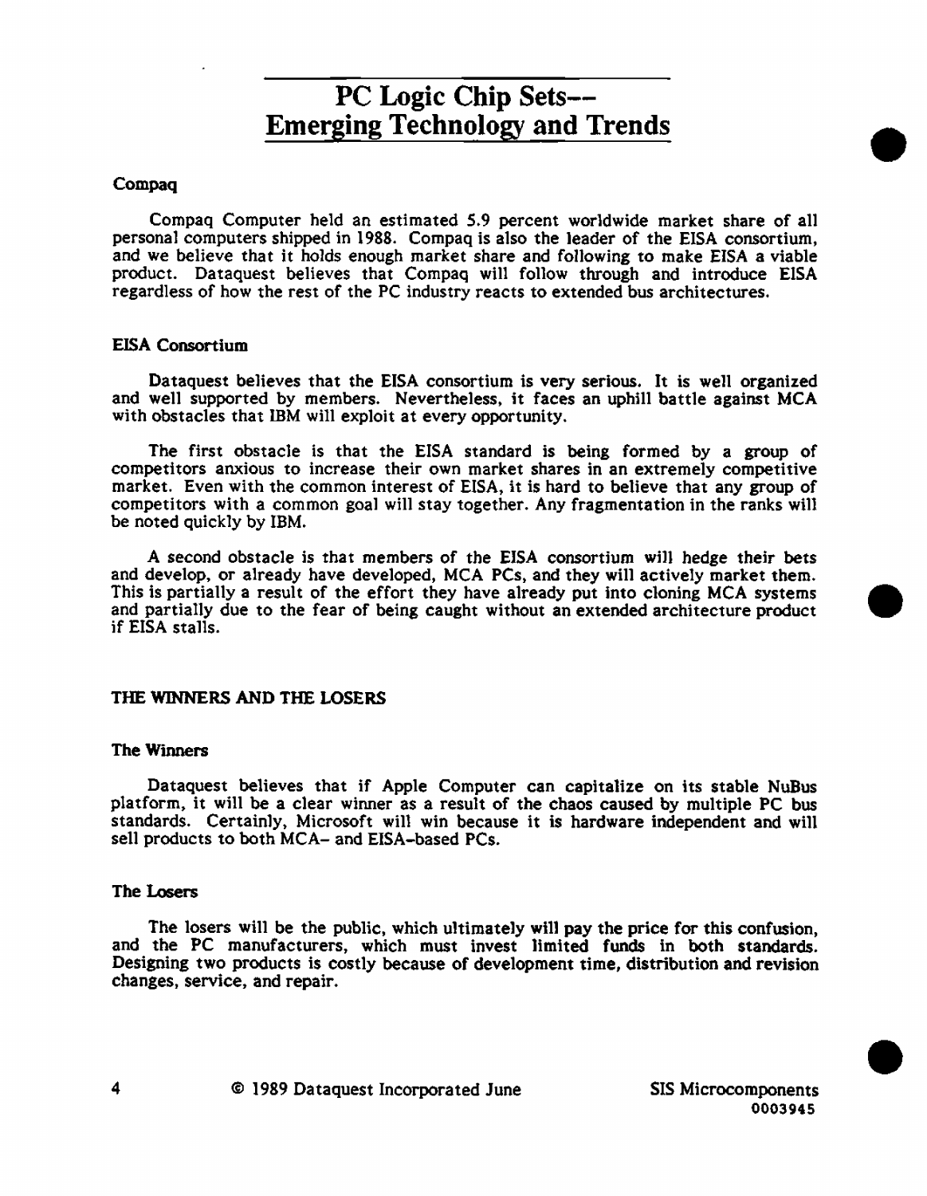### Compaq

Compaq Computer held an estimated 5.9 percent worldwide market share of all personal computers shipped in 1988. Compaq is also the leader of the EISA consortium, and we believe that it holds enough market share and following to make EISA a viable product. Dataquest believes that Compaq will follow through and introduce EISA regardless of how the rest of the PC industry reacts to extended bus architectures.

### EISA Consortium

Dataquest believes that the EISA consortium is very serious. It is well organized and well supported by members. Nevertheless, it faces an uphill battle against MCA with obstacles that IBM will exploit at every opportunity.

The first obstacle is that the EISA standard is being formed by a group of competitors anxious to increase their own market shares in an extremely competitive market. Even with the common interest of EISA, it is hard to believe that any group of competitors with a common goal will stay together. Any fragmentation in the ranks will be noted quickly by IBM.

A second obstacle is that members of the EISA consortium will hedge their bets and develop, or already have developed, MCA PCs, and they will actively market them. This is partially a result of the effort they have already put into cloning MCA systems and partially due to the fear of being caught without an extended architecture product if EISA stalls.

## THE WINNERS AND THE LOSERS

### The Winners

Dataquest believes that if Apple Computer can capitalize on its stable NuBus platform, it will be a clear winner as a result of the chaos caused by multiple PC bus standards. Certainly, Microsoft will win because it is hardware independent and will sell products to both MCA- and EISA-based PCs.

### The Losers

The losers will be the public, which ultimately will pay the price for this confusion, and the PC manufacturers, which must invest limited funds in both standards. Designing two products is costly because of development time, distribution and revision changes, service, and repair.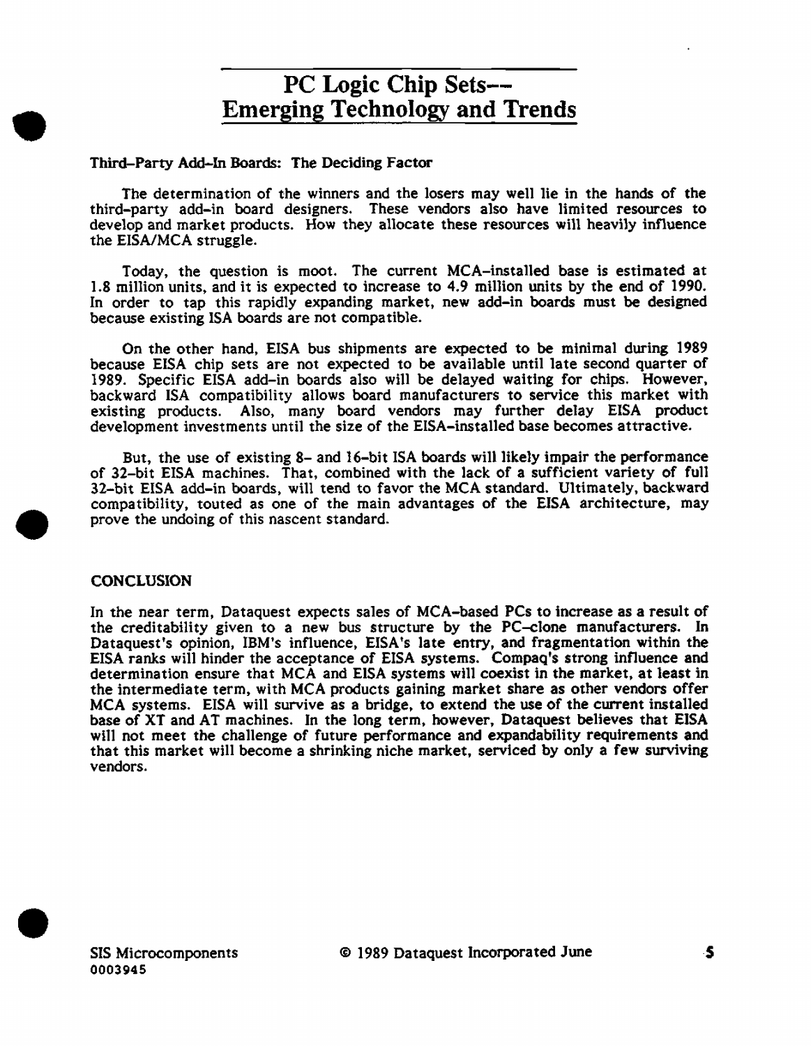# PC Logic Chip Sets-- Emerging Technology and Trends

### Third-Party Add-In Boards: The Deciding Factor

The determination of the winners and the losers may well lie in the hands of the third-party add-in board designers. These vendors also have limited resources to develop and market products. How they allocate these resources will heavily influence the EISA/MCA struggle.

Today, the question is moot. The current MCA-installed base is estimated at 1.8 million units, and it is expected to increase to 4.9 million units by the end of 1990. In order to tap this rapidly expanding market, new add-in boards must be designed because existing ISA boards are not compatible.

On the other hand, EISA bus shipments are expected to be minimal during 1989 because EISA chip sets are not expected to be available until late second quarter of 1989. Specific EISA add-in boards also will be delayed waiting for chips. However, backward ISA compatibility allows board manufacturers to service this market with existing products. Also, many board vendors may further delay EISA product development investments until the size of the EISA-installed base becomes attractive.

But, the use of existing 8- and 16-bit ISA boards will likely impair the performance of 32-bit EISA machines. That, combined with the lack of a sufficient variety of full 32-bit EISA add-in boards, will tend to favor the MCA standard. Ultimately, backward compatibility, touted as one of the main advantages of the EISA architecture, may prove the undoing of this nascent standard.

## CONCLUSION

In the near term, Dataquest expects sales of MCA-based PCs to increase as a result of the creditability given to a new bus structure by the PC-clone manufacturers. In Dataquest's opinion, IBM's influence, EISA's late entry, and fragmentation within the EISA ranks will hinder the acceptance of EISA systems. Compaq's strong influence and determination ensure that MCA and EISA systems will coexist in the market, at least in the intermediate term, with MCA products gaining market share as other vendors offer MCA systems. EISA will survive as a bridge, to extend the use of the current installed base of XT and AT machines. In the long term, however, Dataquest believes that EISA will not meet the challenge of future performance and expandability requirements and that this market will become a shrinking niche market, serviced by only a few surviving vendors.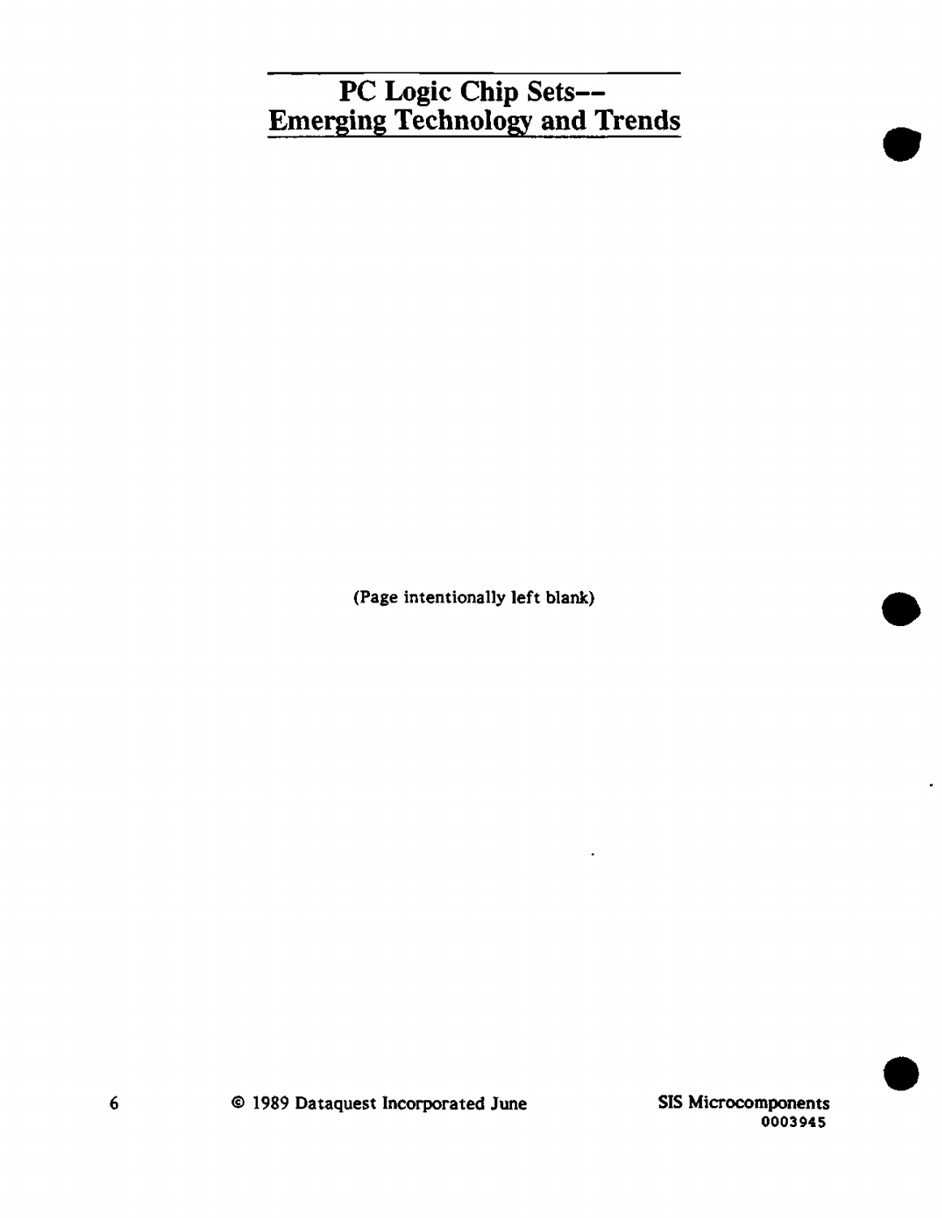# PC Logic Chip Sets--
# Emerging Technology and Trends

(Page intentionally left blank)